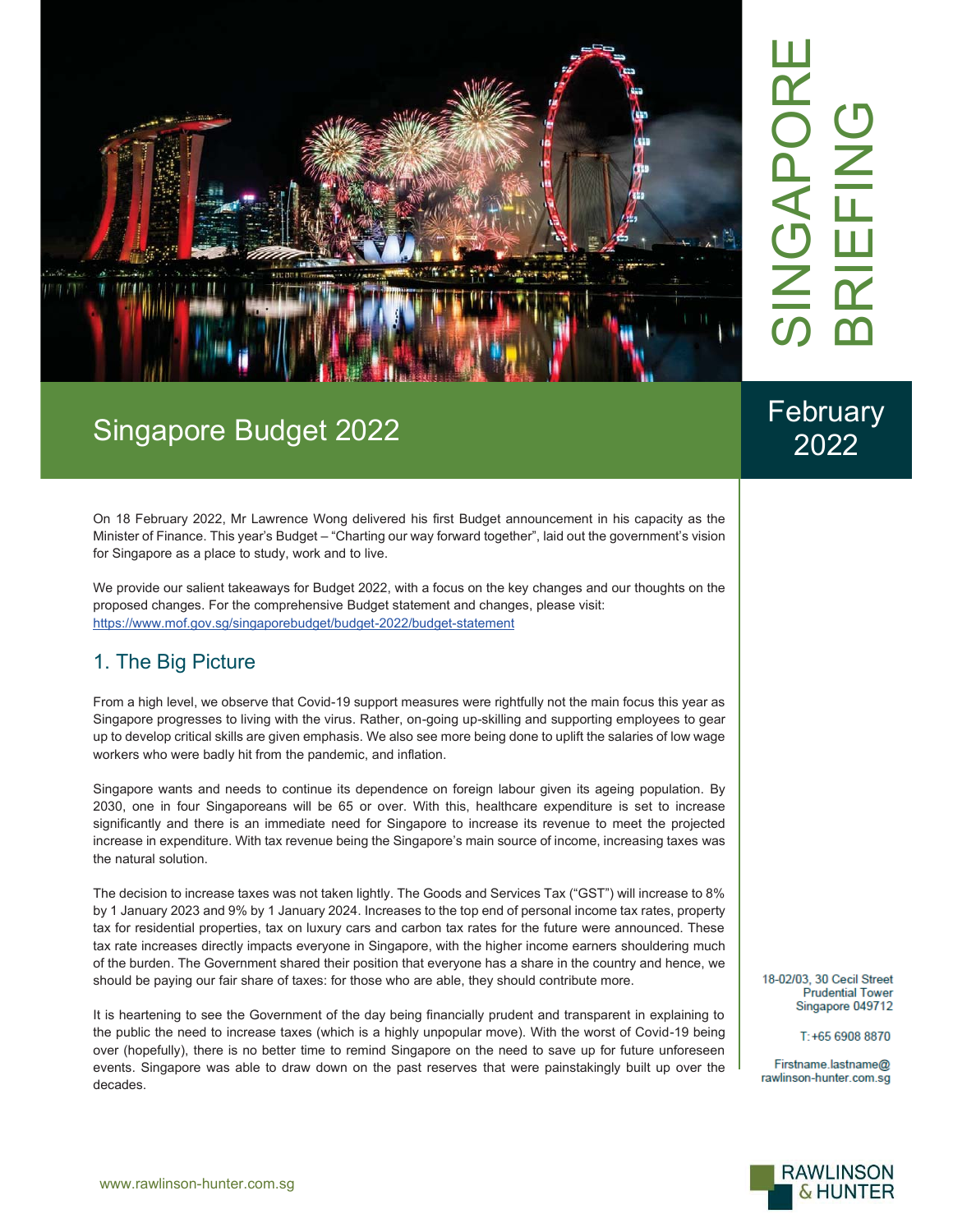# SINGAPORE BRIEFING

February 2022

# Singapore Budget 2022

On 18 February 2022, Mr Lawrence Wong delivered his first Budget announcement in his capacity as the Minister of Finance. This year's Budget – "Charting our way forward together", laid out the government's vision for Singapore as a place to study, work and to live.

We provide our salient takeaways for Budget 2022, with a focus on the key changes and our thoughts on the proposed changes. For the comprehensive Budget statement and changes, please visit: https://www.mof.gov.sg/singaporebudget/budget-2022/budget-statement

## 1. The Big Picture

From a high level, we observe that Covid-19 support measures were rightfully not the main focus this year as Singapore progresses to living with the virus. Rather, on-going up-skilling and supporting employees to gear up to develop critical skills are given emphasis. We also see more being done to uplift the salaries of low wage workers who were badly hit from the pandemic, and inflation.

Singapore wants and needs to continue its dependence on foreign labour given its ageing population. By 2030, one in four Singaporeans will be 65 or over. With this, healthcare expenditure is set to increase significantly and there is an immediate need for Singapore to increase its revenue to meet the projected increase in expenditure. With tax revenue being the Singapore's main source of income, increasing taxes was the natural solution.

The decision to increase taxes was not taken lightly. The Goods and Services Tax ("GST") will increase to 8% by 1 January 2023 and 9% by 1 January 2024. Increases to the top end of personal income tax rates, property tax for residential properties, tax on luxury cars and carbon tax rates for the future were announced. These tax rate increases directly impacts everyone in Singapore, with the higher income earners shouldering much of the burden. The Government shared their position that everyone has a share in the country and hence, we should be paying our fair share of taxes: for those who are able, they should contribute more.

It is heartening to see the Government of the day being financially prudent and transparent in explaining to the public the need to increase taxes (which is a highly unpopular move). With the worst of Covid-19 being over (hopefully), there is no better time to remind Singapore on the need to save up for future unforeseen events. Singapore was able to draw down on the past reserves that were painstakingly built up over the decades.

18-02/03, 30 Cecil Street
Prudential Tower
Singapore 049712

T: +65 6908 8870

Firstname.lastname@rawlinson-hunter.com.sg

www.rawlinson-hunter.com.sg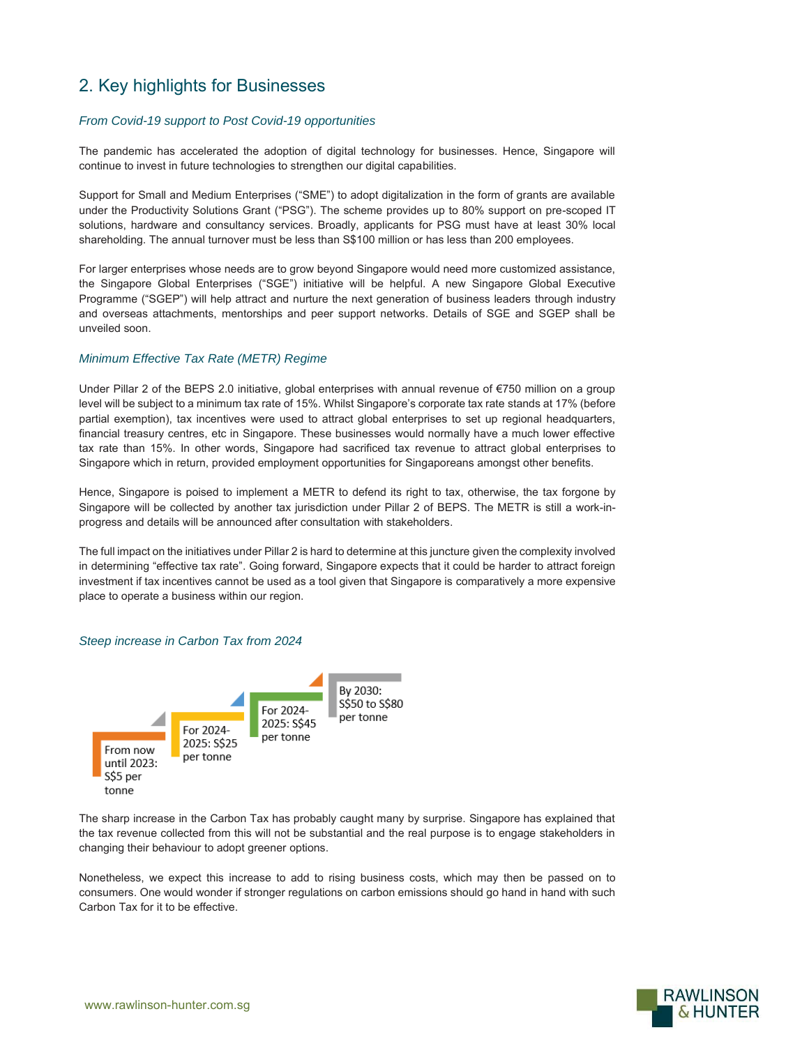## 2. Key highlights for Businesses

### *From Covid-19 support to Post Covid-19 opportunities*

The pandemic has accelerated the adoption of digital technology for businesses. Hence, Singapore will continue to invest in future technologies to strengthen our digital capabilities.

Support for Small and Medium Enterprises ("SME") to adopt digitalization in the form of grants are available under the Productivity Solutions Grant ("PSG"). The scheme provides up to 80% support on pre-scoped IT solutions, hardware and consultancy services. Broadly, applicants for PSG must have at least 30% local shareholding. The annual turnover must be less than S$100 million or has less than 200 employees.

For larger enterprises whose needs are to grow beyond Singapore would need more customized assistance, the Singapore Global Enterprises ("SGE") initiative will be helpful. A new Singapore Global Executive Programme ("SGEP") will help attract and nurture the next generation of business leaders through industry and overseas attachments, mentorships and peer support networks. Details of SGE and SGEP shall be unveiled soon.

### *Minimum Effective Tax Rate (METR) Regime*

Under Pillar 2 of the BEPS 2.0 initiative, global enterprises with annual revenue of €750 million on a group level will be subject to a minimum tax rate of 15%. Whilst Singapore's corporate tax rate stands at 17% (before partial exemption), tax incentives were used to attract global enterprises to set up regional headquarters, financial treasury centres, etc in Singapore. These businesses would normally have a much lower effective tax rate than 15%. In other words, Singapore had sacrificed tax revenue to attract global enterprises to Singapore which in return, provided employment opportunities for Singaporeans amongst other benefits.

Hence, Singapore is poised to implement a METR to defend its right to tax, otherwise, the tax forgone by Singapore will be collected by another tax jurisdiction under Pillar 2 of BEPS. The METR is still a work-in-progress and details will be announced after consultation with stakeholders.

The full impact on the initiatives under Pillar 2 is hard to determine at this juncture given the complexity involved in determining "effective tax rate". Going forward, Singapore expects that it could be harder to attract foreign investment if tax incentives cannot be used as a tool given that Singapore is comparatively a more expensive place to operate a business within our region.

### *Steep increase in Carbon Tax from 2024*

From now until 2023: S$5 per tonne

For 2024-2025: S$25 per tonne

For 2024-2025: S$45 per tonne

By 2030: S$50 to S$80 per tonne

The sharp increase in the Carbon Tax has probably caught many by surprise. Singapore has explained that the tax revenue collected from this will not be substantial and the real purpose is to engage stakeholders in changing their behaviour to adopt greener options.

Nonetheless, we expect this increase to add to rising business costs, which may then be passed on to consumers. One would wonder if stronger regulations on carbon emissions should go hand in hand with such Carbon Tax for it to be effective.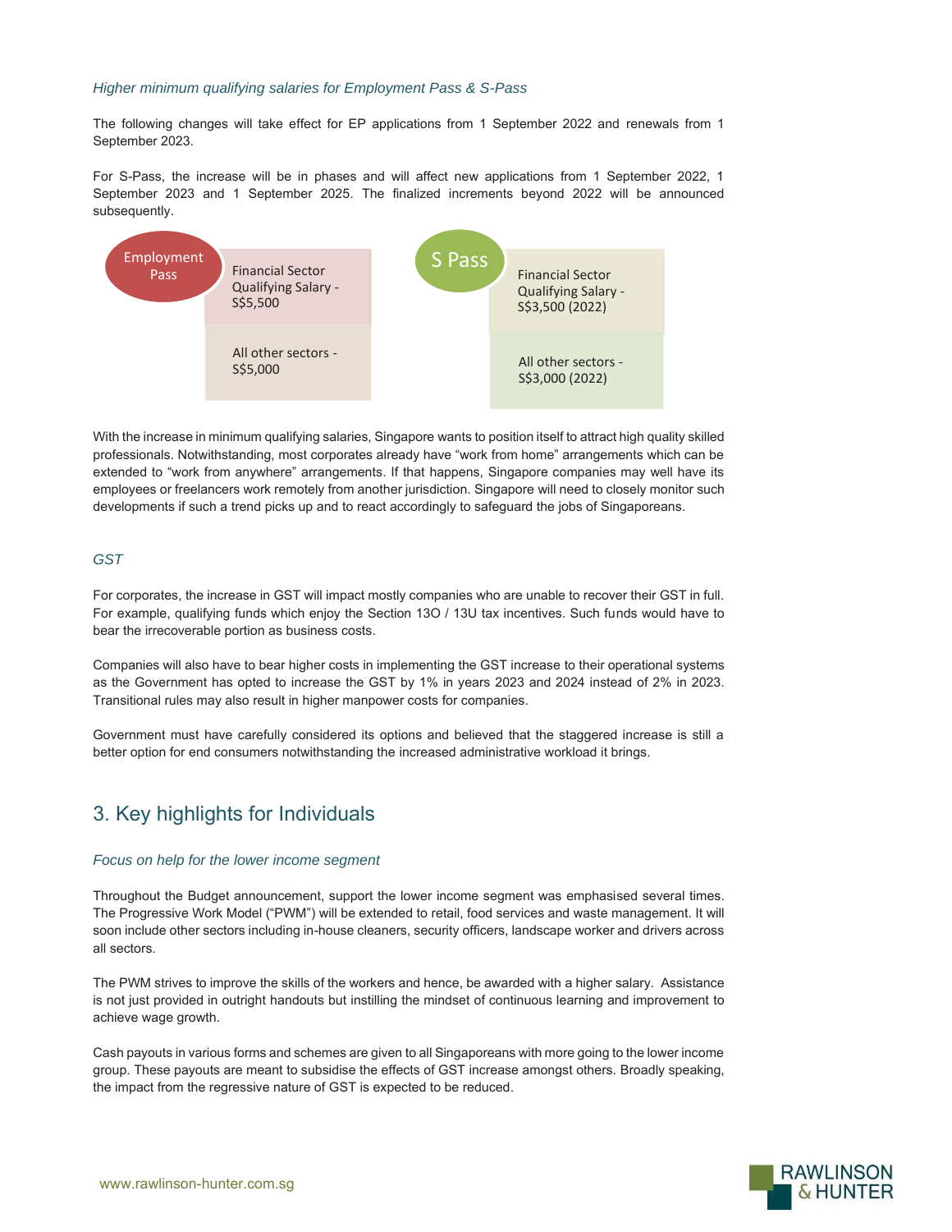*Higher minimum qualifying salaries for Employment Pass & S-Pass*

The following changes will take effect for EP applications from 1 September 2022 and renewals from 1 September 2023.

For S-Pass, the increase will be in phases and will affect new applications from 1 September 2022, 1 September 2023 and 1 September 2025. The finalized increments beyond 2022 will be announced subsequently.

| Employment Pass | S Pass |
|---|---|
| Financial Sector Qualifying Salary - S$5,500 | Financial Sector Qualifying Salary - S$3,500 (2022) |
| All other sectors - S$5,000 | All other sectors - S$3,000 (2022) |

With the increase in minimum qualifying salaries, Singapore wants to position itself to attract high quality skilled professionals. Notwithstanding, most corporates already have "work from home" arrangements which can be extended to "work from anywhere" arrangements. If that happens, Singapore companies may well have its employees or freelancers work remotely from another jurisdiction. Singapore will need to closely monitor such developments if such a trend picks up and to react accordingly to safeguard the jobs of Singaporeans.

*GST*

For corporates, the increase in GST will impact mostly companies who are unable to recover their GST in full. For example, qualifying funds which enjoy the Section 13O / 13U tax incentives. Such funds would have to bear the irrecoverable portion as business costs.

Companies will also have to bear higher costs in implementing the GST increase to their operational systems as the Government has opted to increase the GST by 1% in years 2023 and 2024 instead of 2% in 2023. Transitional rules may also result in higher manpower costs for companies.

Government must have carefully considered its options and believed that the staggered increase is still a better option for end consumers notwithstanding the increased administrative workload it brings.

## 3. Key highlights for Individuals

*Focus on help for the lower income segment*

Throughout the Budget announcement, support the lower income segment was emphasised several times. The Progressive Work Model ("PWM") will be extended to retail, food services and waste management. It will soon include other sectors including in-house cleaners, security officers, landscape worker and drivers across all sectors.

The PWM strives to improve the skills of the workers and hence, be awarded with a higher salary. Assistance is not just provided in outright handouts but instilling the mindset of continuous learning and improvement to achieve wage growth.

Cash payouts in various forms and schemes are given to all Singaporeans with more going to the lower income group. These payouts are meant to subsidise the effects of GST increase amongst others. Broadly speaking, the impact from the regressive nature of GST is expected to be reduced.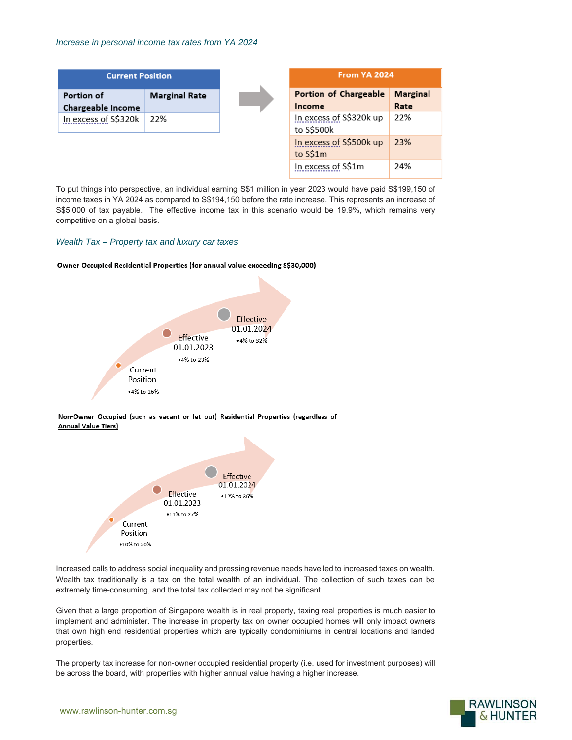*Increase in personal income tax rates from YA 2024*

| Current Position | |
|---|---|
| **Portion of Chargeable Income** | **Marginal Rate** |
| In excess of S$320k | 22% |

| From YA 2024 | |
|---|---|
| **Portion of Chargeable Income** | **Marginal Rate** |
| In excess of S$320k up to S$500k | 22% |
| In excess of S$500k up to S$1m | 23% |
| In excess of S$1m | 24% |

To put things into perspective, an individual earning S$1 million in year 2023 would have paid S$199,150 of income taxes in YA 2024 as compared to S$194,150 before the rate increase. This represents an increase of S$5,000 of tax payable. The effective income tax in this scenario would be 19.9%, which remains very competitive on a global basis.

*Wealth Tax – Property tax and luxury car taxes*

**Owner Occupied Residential Properties (for annual value exceeding S$30,000)**

Current Position
•4% to 16%

Effective 01.01.2023
•4% to 23%

Effective 01.01.2024
•4% to 32%

**Non-Owner Occupied (such as vacant or let out) Residential Properties (regardless of Annual Value Tiers)**

Current Position
•10% to 20%

Effective 01.01.2023
•11% to 27%

Effective 01.01.2024
•12% to 36%

Increased calls to address social inequality and pressing revenue needs have led to increased taxes on wealth. Wealth tax traditionally is a tax on the total wealth of an individual. The collection of such taxes can be extremely time-consuming, and the total tax collected may not be significant.

Given that a large proportion of Singapore wealth is in real property, taxing real properties is much easier to implement and administer. The increase in property tax on owner occupied homes will only impact owners that own high end residential properties which are typically condominiums in central locations and landed properties.

The property tax increase for non-owner occupied residential property (i.e. used for investment purposes) will be across the board, with properties with higher annual value having a higher increase.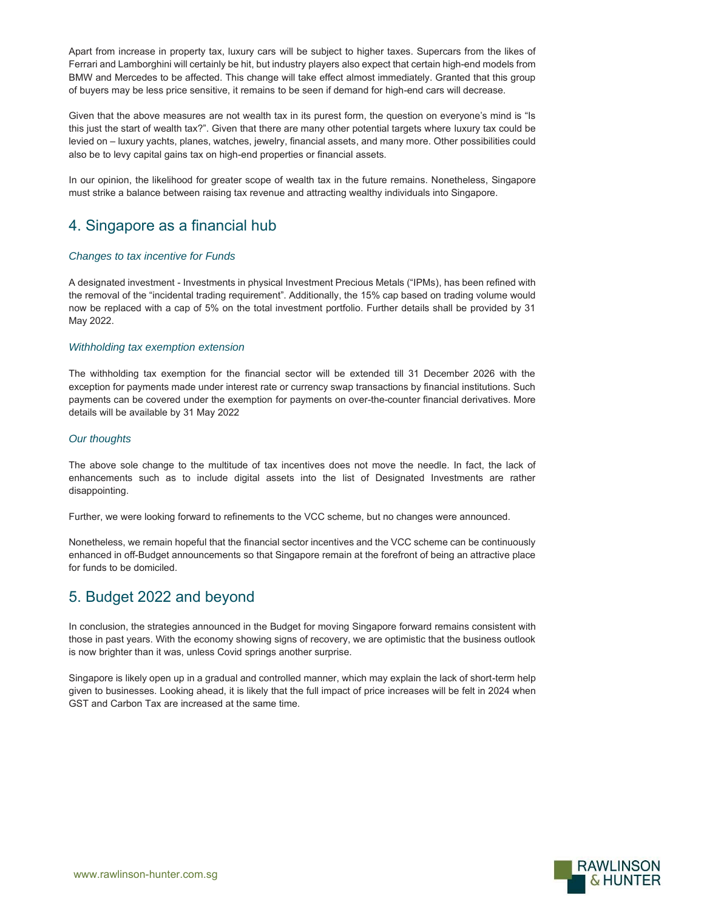Apart from increase in property tax, luxury cars will be subject to higher taxes. Supercars from the likes of Ferrari and Lamborghini will certainly be hit, but industry players also expect that certain high-end models from BMW and Mercedes to be affected. This change will take effect almost immediately. Granted that this group of buyers may be less price sensitive, it remains to be seen if demand for high-end cars will decrease.

Given that the above measures are not wealth tax in its purest form, the question on everyone's mind is "Is this just the start of wealth tax?". Given that there are many other potential targets where luxury tax could be levied on – luxury yachts, planes, watches, jewelry, financial assets, and many more. Other possibilities could also be to levy capital gains tax on high-end properties or financial assets.

In our opinion, the likelihood for greater scope of wealth tax in the future remains. Nonetheless, Singapore must strike a balance between raising tax revenue and attracting wealthy individuals into Singapore.

## 4. Singapore as a financial hub

### *Changes to tax incentive for Funds*

A designated investment - Investments in physical Investment Precious Metals ("IPMs), has been refined with the removal of the "incidental trading requirement". Additionally, the 15% cap based on trading volume would now be replaced with a cap of 5% on the total investment portfolio. Further details shall be provided by 31 May 2022.

### *Withholding tax exemption extension*

The withholding tax exemption for the financial sector will be extended till 31 December 2026 with the exception for payments made under interest rate or currency swap transactions by financial institutions. Such payments can be covered under the exemption for payments on over-the-counter financial derivatives. More details will be available by 31 May 2022

### *Our thoughts*

The above sole change to the multitude of tax incentives does not move the needle. In fact, the lack of enhancements such as to include digital assets into the list of Designated Investments are rather disappointing.

Further, we were looking forward to refinements to the VCC scheme, but no changes were announced.

Nonetheless, we remain hopeful that the financial sector incentives and the VCC scheme can be continuously enhanced in off-Budget announcements so that Singapore remain at the forefront of being an attractive place for funds to be domiciled.

## 5. Budget 2022 and beyond

In conclusion, the strategies announced in the Budget for moving Singapore forward remains consistent with those in past years. With the economy showing signs of recovery, we are optimistic that the business outlook is now brighter than it was, unless Covid springs another surprise.

Singapore is likely open up in a gradual and controlled manner, which may explain the lack of short-term help given to businesses. Looking ahead, it is likely that the full impact of price increases will be felt in 2024 when GST and Carbon Tax are increased at the same time.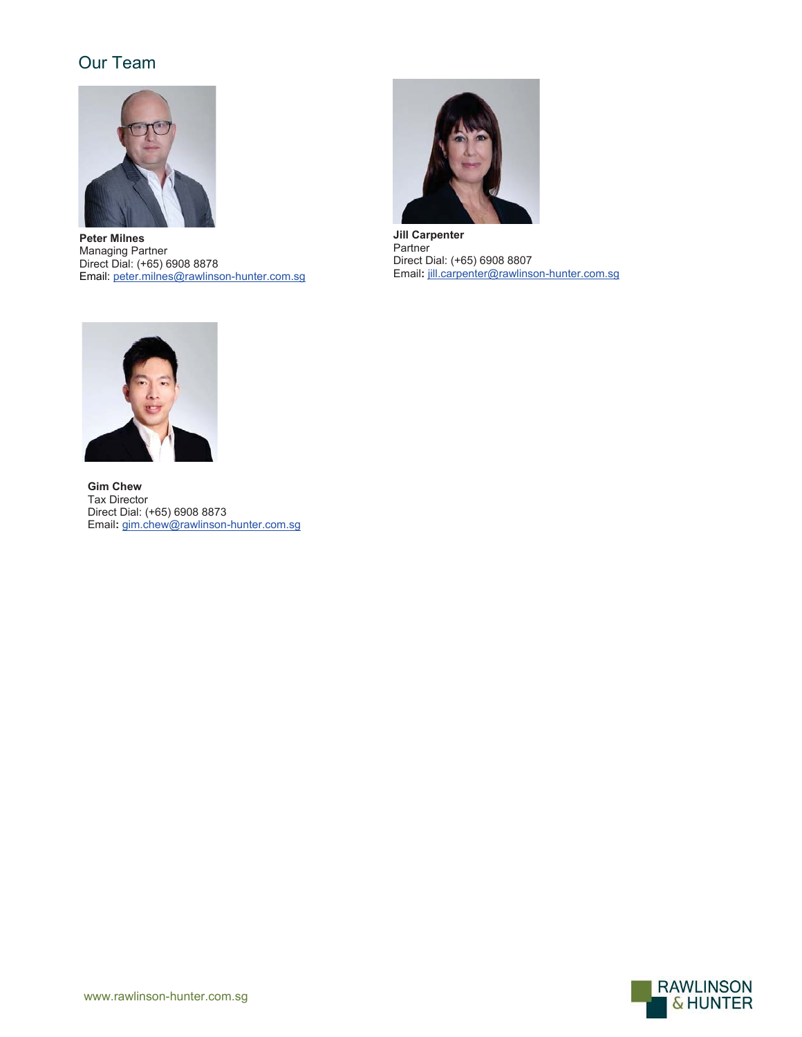## Our Team

**Peter Milnes**
Managing Partner
Direct Dial: (+65) 6908 8878
Email: peter.milnes@rawlinson-hunter.com.sg

**Jill Carpenter**
Partner
Direct Dial: (+65) 6908 8807
Email: jill.carpenter@rawlinson-hunter.com.sg

**Gim Chew**
Tax Director
Direct Dial: (+65) 6908 8873
Email: gim.chew@rawlinson-hunter.com.sg